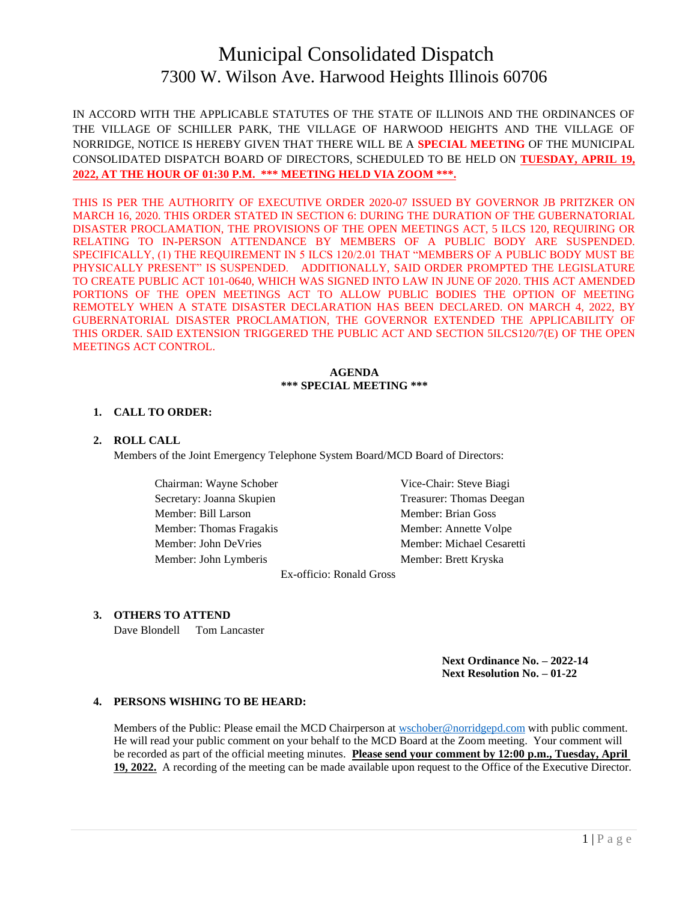# Municipal Consolidated Dispatch
## 7300 W. Wilson Ave. Harwood Heights Illinois 60706

IN ACCORD WITH THE APPLICABLE STATUTES OF THE STATE OF ILLINOIS AND THE ORDINANCES OF THE VILLAGE OF SCHILLER PARK, THE VILLAGE OF HARWOOD HEIGHTS AND THE VILLAGE OF NORRIDGE, NOTICE IS HEREBY GIVEN THAT THERE WILL BE A **SPECIAL MEETING** OF THE MUNICIPAL CONSOLIDATED DISPATCH BOARD OF DIRECTORS, SCHEDULED TO BE HELD ON **TUESDAY, APRIL 19, 2022, AT THE HOUR OF 01:30 P.M. *** MEETING HELD VIA ZOOM *****.

THIS IS PER THE AUTHORITY OF EXECUTIVE ORDER 2020-07 ISSUED BY GOVERNOR JB PRITZKER ON MARCH 16, 2020. THIS ORDER STATED IN SECTION 6: DURING THE DURATION OF THE GUBERNATORIAL DISASTER PROCLAMATION, THE PROVISIONS OF THE OPEN MEETINGS ACT, 5 ILCS 120, REQUIRING OR RELATING TO IN-PERSON ATTENDANCE BY MEMBERS OF A PUBLIC BODY ARE SUSPENDED. SPECIFICALLY, (1) THE REQUIREMENT IN 5 ILCS 120/2.01 THAT "MEMBERS OF A PUBLIC BODY MUST BE PHYSICALLY PRESENT" IS SUSPENDED. ADDITIONALLY, SAID ORDER PROMPTED THE LEGISLATURE TO CREATE PUBLIC ACT 101-0640, WHICH WAS SIGNED INTO LAW IN JUNE OF 2020. THIS ACT AMENDED PORTIONS OF THE OPEN MEETINGS ACT TO ALLOW PUBLIC BODIES THE OPTION OF MEETING REMOTELY WHEN A STATE DISASTER DECLARATION HAS BEEN DECLARED. ON MARCH 4, 2022, BY GUBERNATORIAL DISASTER PROCLAMATION, THE GOVERNOR EXTENDED THE APPLICABILITY OF THIS ORDER. SAID EXTENSION TRIGGERED THE PUBLIC ACT AND SECTION 5ILCS120/7(E) OF THE OPEN MEETINGS ACT CONTROL.

**AGENDA**
*** SPECIAL MEETING ***

1. **CALL TO ORDER:**

2. **ROLL CALL**

   Members of the Joint Emergency Telephone System Board/MCD Board of Directors:

   Chairman: Wayne Schober
   Vice-Chair: Steve Biagi
   Secretary: Joanna Skupien
   Treasurer: Thomas Deegan
   Member: Bill Larson
   Member: Brian Goss
   Member: Thomas Fragakis
   Member: Annette Volpe
   Member: John DeVries
   Member: Michael Cesaretti
   Member: John Lymberis
   Member: Brett Kryska
   Ex-officio: Ronald Gross

3. **OTHERS TO ATTEND**

   Dave Blondell Tom Lancaster

   **Next Ordinance No. – 2022-14**
   **Next Resolution No. – 01-22**

4. **PERSONS WISHING TO BE HEARD:**

   Members of the Public: Please email the MCD Chairperson at wschober@norridgepd.com with public comment. He will read your public comment on your behalf to the MCD Board at the Zoom meeting. Your comment will be recorded as part of the official meeting minutes. **Please send your comment by 12:00 p.m., Tuesday, April 19, 2022.** A recording of the meeting can be made available upon request to the Office of the Executive Director.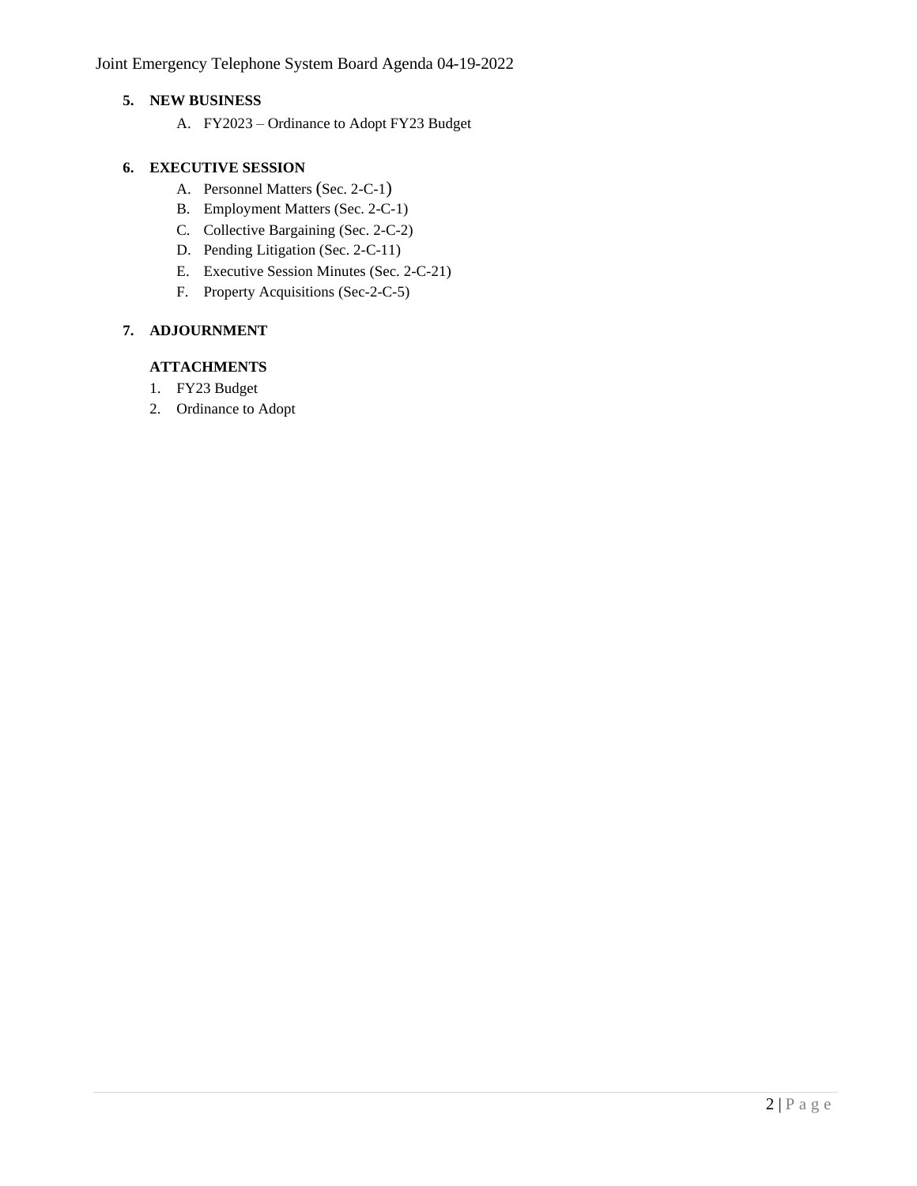5. **NEW BUSINESS**
   A. FY2023 – Ordinance to Adopt FY23 Budget

6. **EXECUTIVE SESSION**
   A. Personnel Matters (Sec. 2-C-1)
   B. Employment Matters (Sec. 2-C-1)
   C. Collective Bargaining (Sec. 2-C-2)
   D. Pending Litigation (Sec. 2-C-11)
   E. Executive Session Minutes (Sec. 2-C-21)
   F. Property Acquisitions (Sec-2-C-5)

7. **ADJOURNMENT**

**ATTACHMENTS**

1. FY23 Budget
2. Ordinance to Adopt